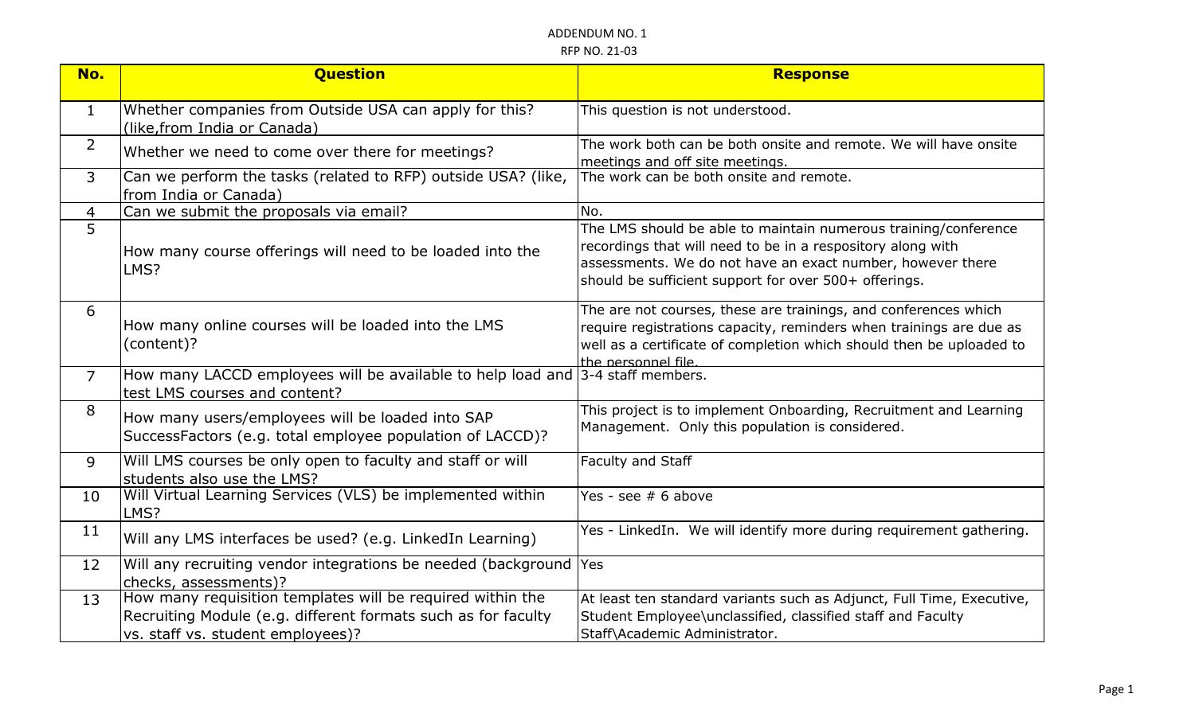ADDENDUM NO. 1

RFP NO. 21-03

| No. | Question | Response |
| --- | --- | --- |
| 1 | Whether companies from Outside USA can apply for this? (like,from India or Canada) | This question is not understood. |
| 2 | Whether we need to come over there for meetings? | The work both can be both onsite and remote. We will have onsite meetings and off site meetings. |
| 3 | Can we perform the tasks (related to RFP) outside USA? (like, from India or Canada) | The work can be both onsite and remote. |
| 4 | Can we submit the proposals via email? | No. |
| 5 | How many course offerings will need to be loaded into the LMS? | The LMS should be able to maintain numerous training/conference recordings that will need to be in a respository along with assessments. We do not have an exact number, however there should be sufficient support for over 500+ offerings. |
| 6 | How many online courses will be loaded into the LMS (content)? | The are not courses, these are trainings, and conferences which require registrations capacity, reminders when trainings are due as well as a certificate of completion which should then be uploaded to the personnel file. |
| 7 | How many LACCD employees will be available to help load and test LMS courses and content? | 3-4 staff members. |
| 8 | How many users/employees will be loaded into SAP SuccessFactors (e.g. total employee population of LACCD)? | This project is to implement Onboarding, Recruitment and Learning Management. Only this population is considered. |
| 9 | Will LMS courses be only open to faculty and staff or will students also use the LMS? | Faculty and Staff |
| 10 | Will Virtual Learning Services (VLS) be implemented within LMS? | Yes - see # 6 above |
| 11 | Will any LMS interfaces be used? (e.g. LinkedIn Learning) | Yes - LinkedIn. We will identify more during requirement gathering. |
| 12 | Will any recruiting vendor integrations be needed (background checks, assessments)? | Yes |
| 13 | How many requisition templates will be required within the Recruiting Module (e.g. different formats such as for faculty vs. staff vs. student employees)? | At least ten standard variants such as Adjunct, Full Time, Executive, Student Employee\unclassified, classified staff and Faculty Staff\Academic Administrator. |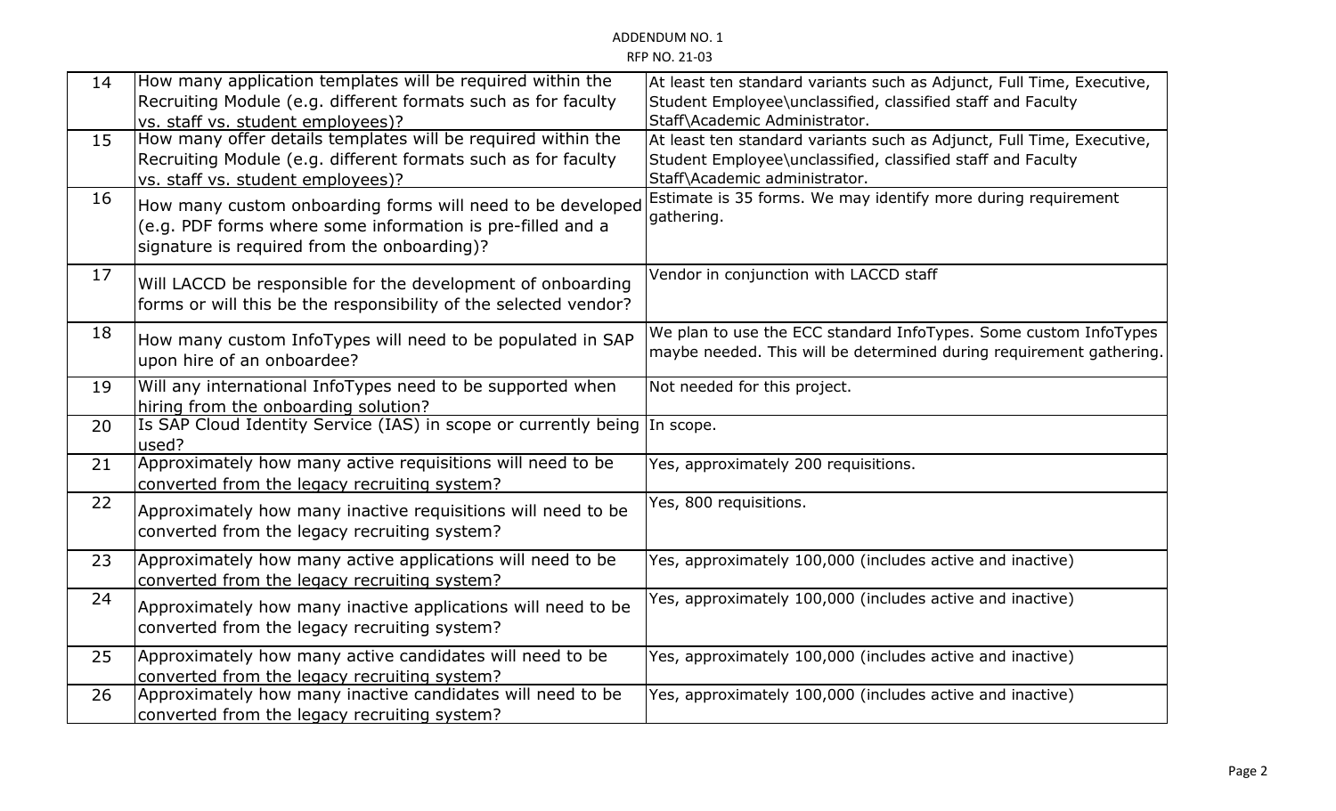ADDENDUM NO. 1

RFP NO. 21-03

| | | |
|---|---|---|
| 14 | How many application templates will be required within the Recruiting Module (e.g. different formats such as for faculty vs. staff vs. student employees)? | At least ten standard variants such as Adjunct, Full Time, Executive, Student Employee\unclassified, classified staff and Faculty Staff\Academic Administrator. |
| 15 | How many offer details templates will be required within the Recruiting Module (e.g. different formats such as for faculty vs. staff vs. student employees)? | At least ten standard variants such as Adjunct, Full Time, Executive, Student Employee\unclassified, classified staff and Faculty Staff\Academic administrator. |
| 16 | How many custom onboarding forms will need to be developed (e.g. PDF forms where some information is pre-filled and a signature is required from the onboarding)? | Estimate is 35 forms. We may identify more during requirement gathering. |
| 17 | Will LACCD be responsible for the development of onboarding forms or will this be the responsibility of the selected vendor? | Vendor in conjunction with LACCD staff |
| 18 | How many custom InfoTypes will need to be populated in SAP upon hire of an onboardee? | We plan to use the ECC standard InfoTypes. Some custom InfoTypes maybe needed. This will be determined during requirement gathering. |
| 19 | Will any international InfoTypes need to be supported when hiring from the onboarding solution? | Not needed for this project. |
| 20 | Is SAP Cloud Identity Service (IAS) in scope or currently being used? | In scope. |
| 21 | Approximately how many active requisitions will need to be converted from the legacy recruiting system? | Yes, approximately 200 requisitions. |
| 22 | Approximately how many inactive requisitions will need to be converted from the legacy recruiting system? | Yes, 800 requisitions. |
| 23 | Approximately how many active applications will need to be converted from the legacy recruiting system? | Yes, approximately 100,000 (includes active and inactive) |
| 24 | Approximately how many inactive applications will need to be converted from the legacy recruiting system? | Yes, approximately 100,000 (includes active and inactive) |
| 25 | Approximately how many active candidates will need to be converted from the legacy recruiting system? | Yes, approximately 100,000 (includes active and inactive) |
| 26 | Approximately how many inactive candidates will need to be converted from the legacy recruiting system? | Yes, approximately 100,000 (includes active and inactive) |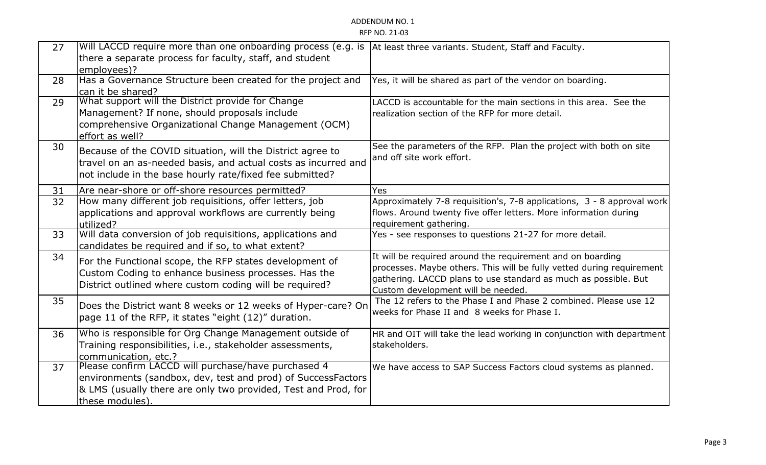ADDENDUM NO. 1

RFP NO. 21-03

| | | |
|---|---|---|
| 27 | Will LACCD require more than one onboarding process (e.g. is there a separate process for faculty, staff, and student employees)? | At least three variants. Student, Staff and Faculty. |
| 28 | Has a Governance Structure been created for the project and can it be shared? | Yes, it will be shared as part of the vendor on boarding. |
| 29 | What support will the District provide for Change Management? If none, should proposals include comprehensive Organizational Change Management (OCM) effort as well? | LACCD is accountable for the main sections in this area. See the realization section of the RFP for more detail. |
| 30 | Because of the COVID situation, will the District agree to travel on an as-needed basis, and actual costs as incurred and not include in the base hourly rate/fixed fee submitted? | See the parameters of the RFP. Plan the project with both on site and off site work effort. |
| 31 | Are near-shore or off-shore resources permitted? | Yes |
| 32 | How many different job requisitions, offer letters, job applications and approval workflows are currently being utilized? | Approximately 7-8 requisition's, 7-8 applications, 3 - 8 approval work flows. Around twenty five offer letters. More information during requirement gathering. |
| 33 | Will data conversion of job requisitions, applications and candidates be required and if so, to what extent? | Yes - see responses to questions 21-27 for more detail. |
| 34 | For the Functional scope, the RFP states development of Custom Coding to enhance business processes. Has the District outlined where custom coding will be required? | It will be required around the requirement and on boarding processes. Maybe others. This will be fully vetted during requirement gathering. LACCD plans to use standard as much as possible. But Custom development will be needed. |
| 35 | Does the District want 8 weeks or 12 weeks of Hyper-care? On page 11 of the RFP, it states "eight (12)" duration. | The 12 refers to the Phase I and Phase 2 combined. Please use 12 weeks for Phase II and 8 weeks for Phase I. |
| 36 | Who is responsible for Org Change Management outside of Training responsibilities, i.e., stakeholder assessments, communication, etc.? | HR and OIT will take the lead working in conjunction with department stakeholders. |
| 37 | Please confirm LACCD will purchase/have purchased 4 environments (sandbox, dev, test and prod) of SuccessFactors & LMS (usually there are only two provided, Test and Prod, for these modules). | We have access to SAP Success Factors cloud systems as planned. |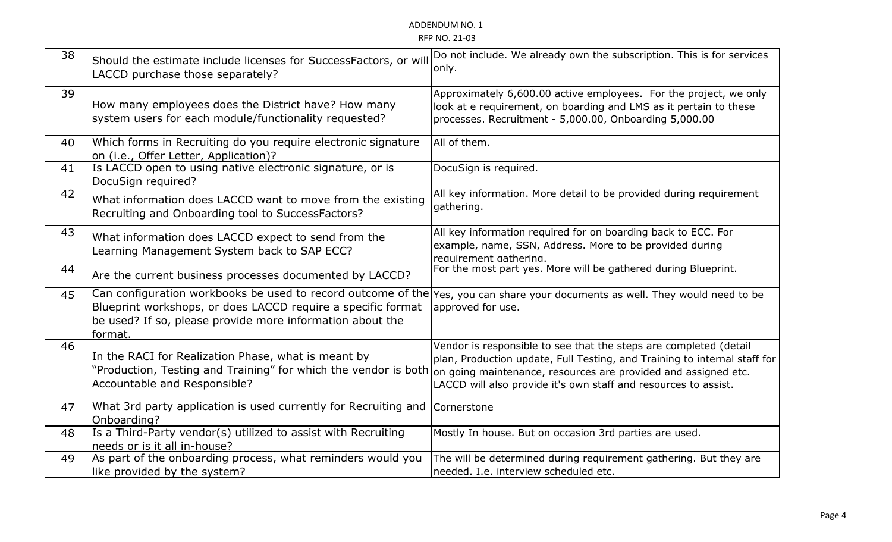| 38 | Should the estimate include licenses for SuccessFactors, or will LACCD purchase those separately? | Do not include. We already own the subscription. This is for services only. |
|---|---|---|
| 39 | How many employees does the District have? How many system users for each module/functionality requested? | Approximately 6,600.00 active employees. For the project, we only look at e requirement, on boarding and LMS as it pertain to these processes. Recruitment - 5,000.00, Onboarding 5,000.00 |
| 40 | Which forms in Recruiting do you require electronic signature on (i.e., Offer Letter, Application)? | All of them. |
| 41 | Is LACCD open to using native electronic signature, or is DocuSign required? | DocuSign is required. |
| 42 | What information does LACCD want to move from the existing Recruiting and Onboarding tool to SuccessFactors? | All key information. More detail to be provided during requirement gathering. |
| 43 | What information does LACCD expect to send from the Learning Management System back to SAP ECC? | All key information required for on boarding back to ECC. For example, name, SSN, Address. More to be provided during requirement gathering. |
| 44 | Are the current business processes documented by LACCD? | For the most part yes. More will be gathered during Blueprint. |
| 45 | Can configuration workbooks be used to record outcome of the Blueprint workshops, or does LACCD require a specific format be used? If so, please provide more information about the format. | Yes, you can share your documents as well. They would need to be approved for use. |
| 46 | In the RACI for Realization Phase, what is meant by "Production, Testing and Training" for which the vendor is both Accountable and Responsible? | Vendor is responsible to see that the steps are completed (detail plan, Production update, Full Testing, and Training to internal staff for on going maintenance, resources are provided and assigned etc. LACCD will also provide it's own staff and resources to assist. |
| 47 | What 3rd party application is used currently for Recruiting and Onboarding? | Cornerstone |
| 48 | Is a Third-Party vendor(s) utilized to assist with Recruiting needs or is it all in-house? | Mostly In house. But on occasion 3rd parties are used. |
| 49 | As part of the onboarding process, what reminders would you like provided by the system? | The will be determined during requirement gathering. But they are needed. I.e. interview scheduled etc. |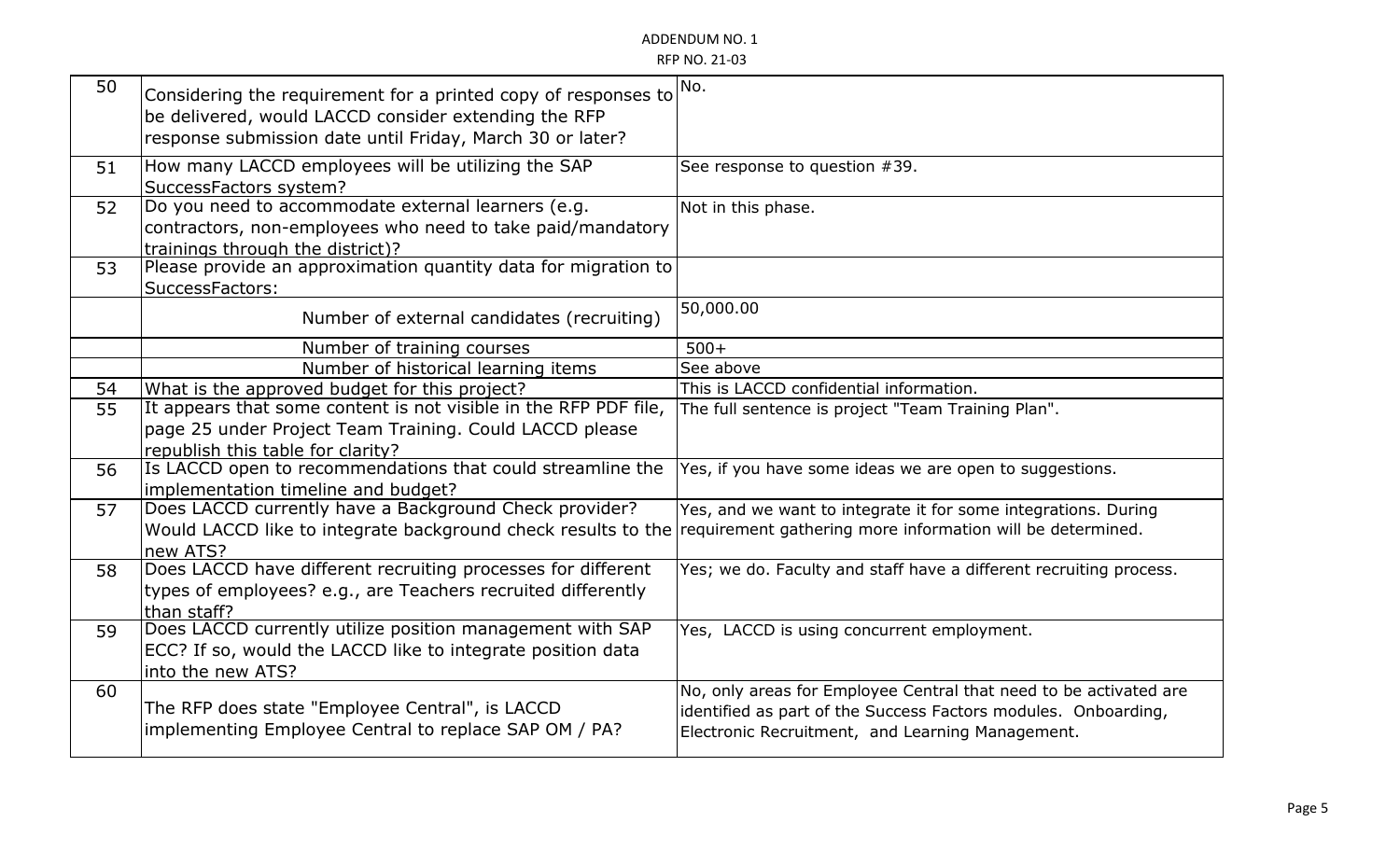ADDENDUM NO. 1

RFP NO. 21-03

| | | |
|---|---|---|
| 50 | Considering the requirement for a printed copy of responses to be delivered, would LACCD consider extending the RFP response submission date until Friday, March 30 or later? | No. |
| 51 | How many LACCD employees will be utilizing the SAP SuccessFactors system? | See response to question #39. |
| 52 | Do you need to accommodate external learners (e.g. contractors, non-employees who need to take paid/mandatory trainings through the district)? | Not in this phase. |
| 53 | Please provide an approximation quantity data for migration to SuccessFactors: | |
| | Number of external candidates (recruiting) | 50,000.00 |
| | Number of training courses | 500+ |
| | Number of historical learning items | See above |
| 54 | What is the approved budget for this project? | This is LACCD confidential information. |
| 55 | It appears that some content is not visible in the RFP PDF file, page 25 under Project Team Training. Could LACCD please republish this table for clarity? | The full sentence is project "Team Training Plan". |
| 56 | Is LACCD open to recommendations that could streamline the implementation timeline and budget? | Yes, if you have some ideas we are open to suggestions. |
| 57 | Does LACCD currently have a Background Check provider? Would LACCD like to integrate background check results to the new ATS? | Yes, and we want to integrate it for some integrations. During requirement gathering more information will be determined. |
| 58 | Does LACCD have different recruiting processes for different types of employees? e.g., are Teachers recruited differently than staff? | Yes; we do. Faculty and staff have a different recruiting process. |
| 59 | Does LACCD currently utilize position management with SAP ECC? If so, would the LACCD like to integrate position data into the new ATS? | Yes, LACCD is using concurrent employment. |
| 60 | The RFP does state "Employee Central", is LACCD implementing Employee Central to replace SAP OM / PA? | No, only areas for Employee Central that need to be activated are identified as part of the Success Factors modules. Onboarding, Electronic Recruitment, and Learning Management. |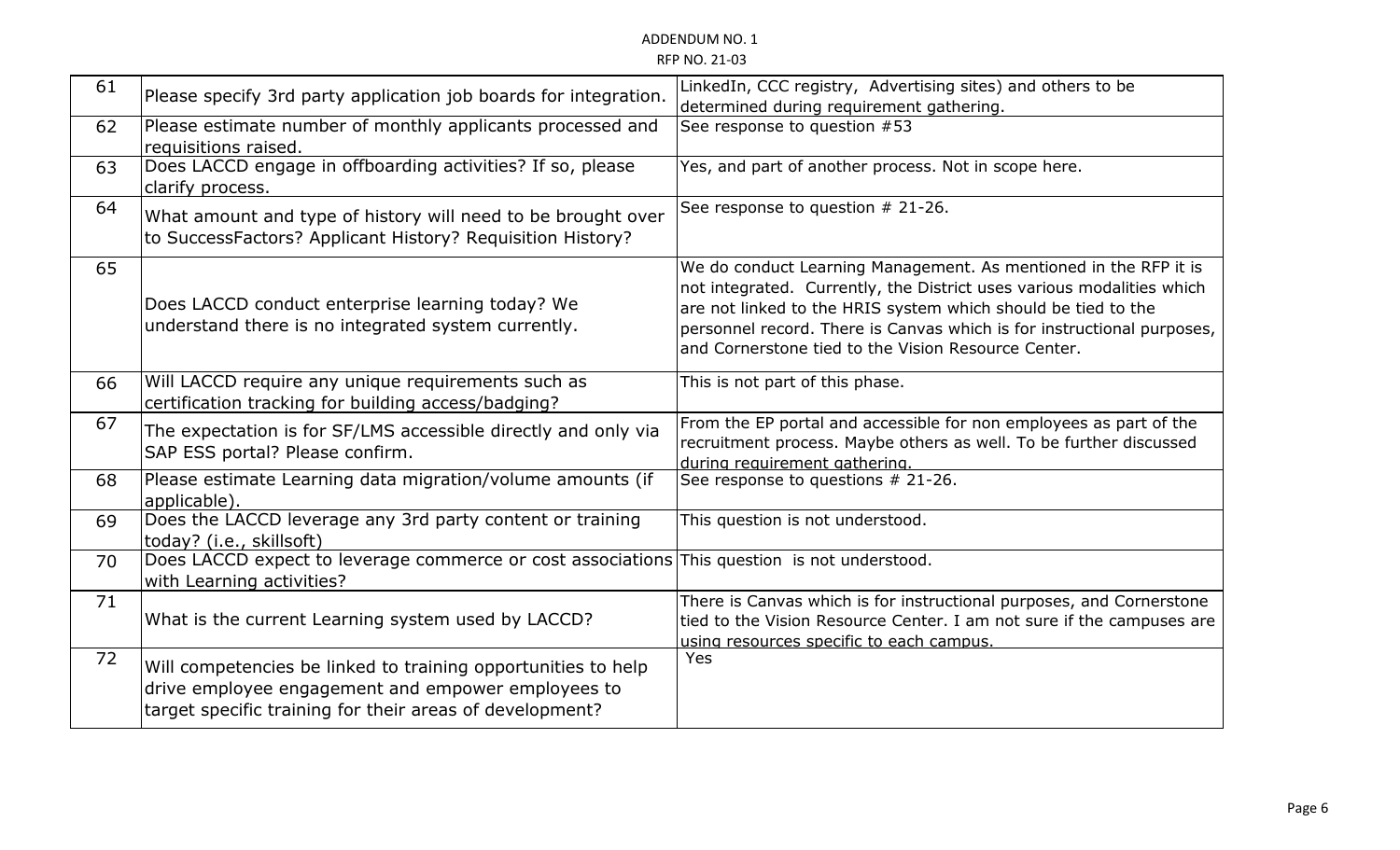ADDENDUM NO. 1

RFP NO. 21-03

| | | |
|---|---|---|
| 61 | Please specify 3rd party application job boards for integration. | LinkedIn, CCC registry, Advertising sites) and others to be determined during requirement gathering. |
| 62 | Please estimate number of monthly applicants processed and requisitions raised. | See response to question #53 |
| 63 | Does LACCD engage in offboarding activities? If so, please clarify process. | Yes, and part of another process. Not in scope here. |
| 64 | What amount and type of history will need to be brought over to SuccessFactors? Applicant History? Requisition History? | See response to question # 21-26. |
| 65 | Does LACCD conduct enterprise learning today? We understand there is no integrated system currently. | We do conduct Learning Management. As mentioned in the RFP it is not integrated. Currently, the District uses various modalities which are not linked to the HRIS system which should be tied to the personnel record. There is Canvas which is for instructional purposes, and Cornerstone tied to the Vision Resource Center. |
| 66 | Will LACCD require any unique requirements such as certification tracking for building access/badging? | This is not part of this phase. |
| 67 | The expectation is for SF/LMS accessible directly and only via SAP ESS portal? Please confirm. | From the EP portal and accessible for non employees as part of the recruitment process. Maybe others as well. To be further discussed during requirement gathering. |
| 68 | Please estimate Learning data migration/volume amounts (if applicable). | See response to questions # 21-26. |
| 69 | Does the LACCD leverage any 3rd party content or training today? (i.e., skillsoft) | This question is not understood. |
| 70 | Does LACCD expect to leverage commerce or cost associations with Learning activities? | This question is not understood. |
| 71 | What is the current Learning system used by LACCD? | There is Canvas which is for instructional purposes, and Cornerstone tied to the Vision Resource Center. I am not sure if the campuses are using resources specific to each campus. |
| 72 | Will competencies be linked to training opportunities to help drive employee engagement and empower employees to target specific training for their areas of development? | Yes |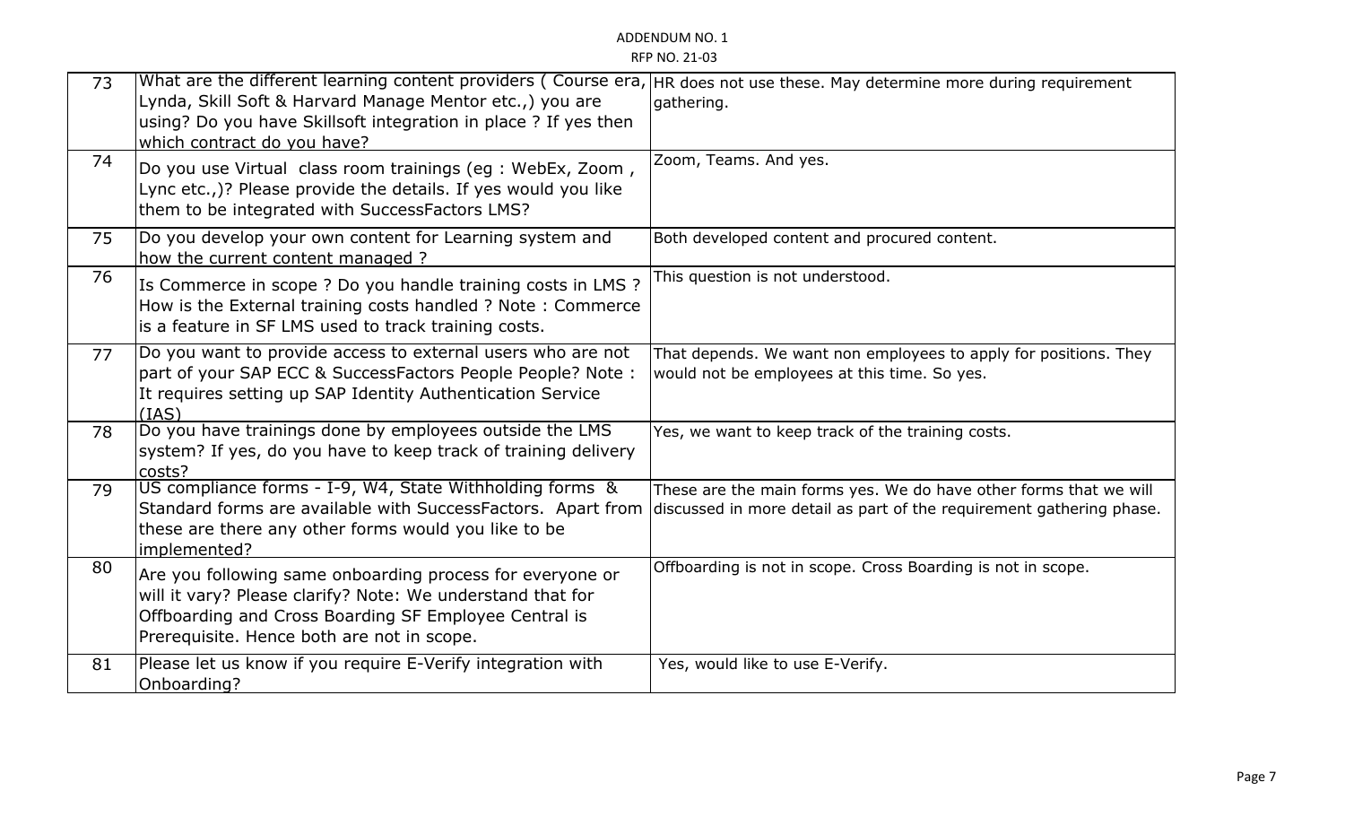ADDENDUM NO. 1
RFP NO. 21-03

| | | |
|---|---|---|
| 73 | What are the different learning content providers ( Course era, Lynda, Skill Soft & Harvard Manage Mentor etc.,) you are using? Do you have Skillsoft integration in place ? If yes then which contract do you have? | HR does not use these. May determine more during requirement gathering. |
| 74 | Do you use Virtual class room trainings (eg : WebEx, Zoom , Lync etc.,)? Please provide the details. If yes would you like them to be integrated with SuccessFactors LMS? | Zoom, Teams. And yes. |
| 75 | Do you develop your own content for Learning system and how the current content managed ? | Both developed content and procured content. |
| 76 | Is Commerce in scope ? Do you handle training costs in LMS ? How is the External training costs handled ? Note : Commerce is a feature in SF LMS used to track training costs. | This question is not understood. |
| 77 | Do you want to provide access to external users who are not part of your SAP ECC & SuccessFactors People People? Note : It requires setting up SAP Identity Authentication Service (IAS) | That depends. We want non employees to apply for positions. They would not be employees at this time. So yes. |
| 78 | Do you have trainings done by employees outside the LMS system? If yes, do you have to keep track of training delivery costs? | Yes, we want to keep track of the training costs. |
| 79 | US compliance forms - I-9, W4, State Withholding forms & Standard forms are available with SuccessFactors. Apart from these are there any other forms would you like to be implemented? | These are the main forms yes. We do have other forms that we will discussed in more detail as part of the requirement gathering phase. |
| 80 | Are you following same onboarding process for everyone or will it vary? Please clarify? Note: We understand that for Offboarding and Cross Boarding SF Employee Central is Prerequisite. Hence both are not in scope. | Offboarding is not in scope. Cross Boarding is not in scope. |
| 81 | Please let us know if you require E-Verify integration with Onboarding? | Yes, would like to use E-Verify. |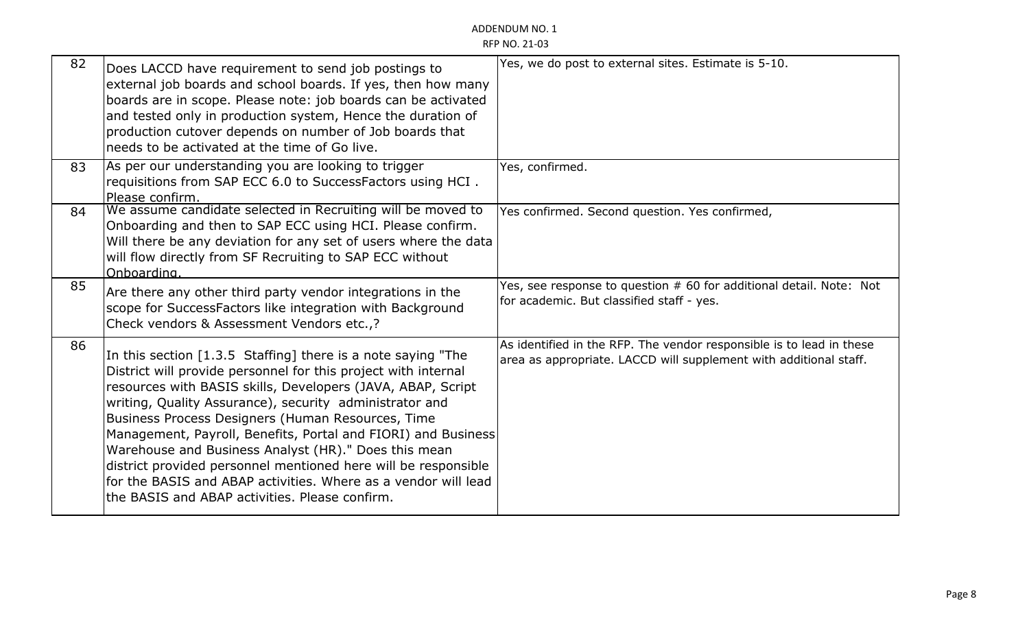| 82 | Does LACCD have requirement to send job postings to external job boards and school boards. If yes, then how many boards are in scope. Please note: job boards can be activated and tested only in production system, Hence the duration of production cutover depends on number of Job boards that needs to be activated at the time of Go live. | Yes, we do post to external sites. Estimate is 5-10. |
|---|---|---|
| 83 | As per our understanding you are looking to trigger requisitions from SAP ECC 6.0 to SuccessFactors using HCI . Please confirm. | Yes, confirmed. |
| 84 | We assume candidate selected in Recruiting will be moved to Onboarding and then to SAP ECC using HCI. Please confirm. Will there be any deviation for any set of users where the data will flow directly from SF Recruiting to SAP ECC without Onboarding. | Yes confirmed. Second question. Yes confirmed, |
| 85 | Are there any other third party vendor integrations in the scope for SuccessFactors like integration with Background Check vendors & Assessment Vendors etc.,? | Yes, see response to question # 60 for additional detail. Note: Not for academic. But classified staff - yes. |
| 86 | In this section [1.3.5 Staffing] there is a note saying "The District will provide personnel for this project with internal resources with BASIS skills, Developers (JAVA, ABAP, Script writing, Quality Assurance), security administrator and Business Process Designers (Human Resources, Time Management, Payroll, Benefits, Portal and FIORI) and Business Warehouse and Business Analyst (HR)." Does this mean district provided personnel mentioned here will be responsible for the BASIS and ABAP activities. Where as a vendor will lead the BASIS and ABAP activities. Please confirm. | As identified in the RFP. The vendor responsible is to lead in these area as appropriate. LACCD will supplement with additional staff. |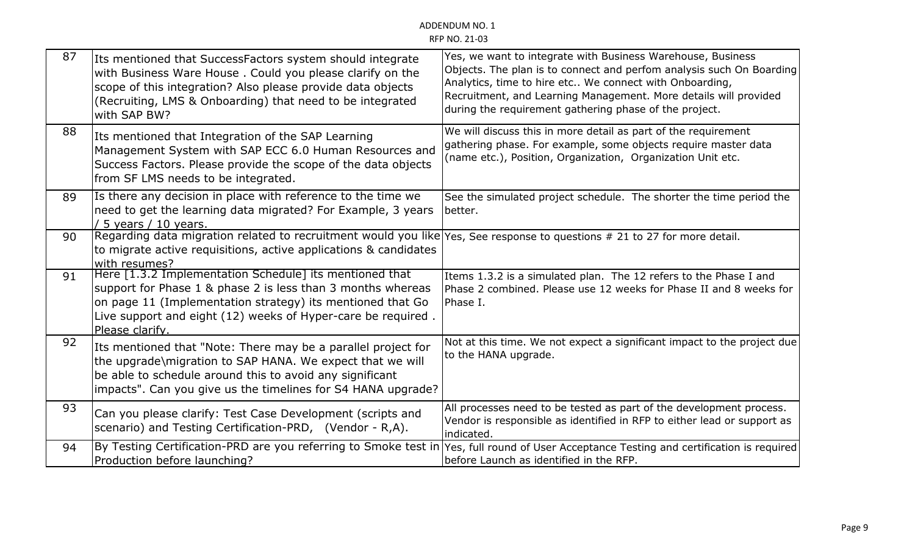| 87 | Its mentioned that SuccessFactors system should integrate with Business Ware House . Could you please clarify on the scope of this integration? Also please provide data objects (Recruiting, LMS & Onboarding) that need to be integrated with SAP BW? | Yes, we want to integrate with Business Warehouse, Business Objects. The plan is to connect and perfom analysis such On Boarding Analytics, time to hire etc.. We connect with Onboarding, Recruitment, and Learning Management. More details will provided during the requirement gathering phase of the project. |
|---|---|---|
| 88 | Its mentioned that Integration of the SAP Learning Management System with SAP ECC 6.0 Human Resources and Success Factors. Please provide the scope of the data objects from SF LMS needs to be integrated. | We will discuss this in more detail as part of the requirement gathering phase. For example, some objects require master data (name etc.), Position, Organization, Organization Unit etc. |
| 89 | Is there any decision in place with reference to the time we need to get the learning data migrated? For Example, 3 years / 5 years / 10 years. | See the simulated project schedule. The shorter the time period the better. |
| 90 | Regarding data migration related to recruitment would you like to migrate active requisitions, active applications & candidates with resumes? | Yes, See response to questions # 21 to 27 for more detail. |
| 91 | Here [1.3.2 Implementation Schedule] its mentioned that support for Phase 1 & phase 2 is less than 3 months whereas on page 11 (Implementation strategy) its mentioned that Go Live support and eight (12) weeks of Hyper-care be required . Please clarify. | Items 1.3.2 is a simulated plan. The 12 refers to the Phase I and Phase 2 combined. Please use 12 weeks for Phase II and 8 weeks for Phase I. |
| 92 | Its mentioned that "Note: There may be a parallel project for the upgrade\migration to SAP HANA. We expect that we will be able to schedule around this to avoid any significant impacts". Can you give us the timelines for S4 HANA upgrade? | Not at this time. We not expect a significant impact to the project due to the HANA upgrade. |
| 93 | Can you please clarify: Test Case Development (scripts and scenario) and Testing Certification-PRD, (Vendor - R,A). | All processes need to be tested as part of the development process. Vendor is responsible as identified in RFP to either lead or support as indicated. |
| 94 | By Testing Certification-PRD are you referring to Smoke test in Production before launching? | Yes, full round of User Acceptance Testing and certification is required before Launch as identified in the RFP. |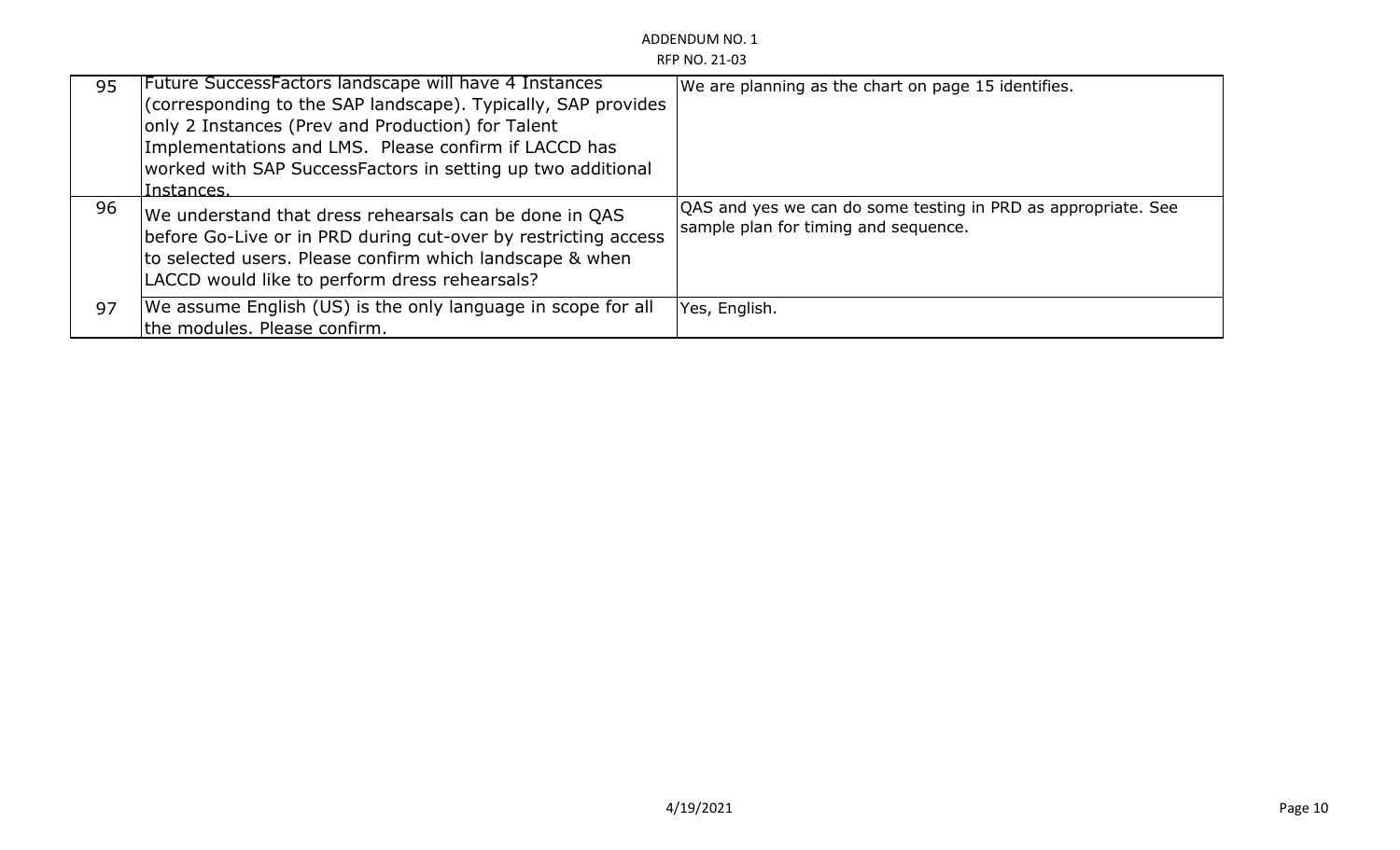| | | |
|---|---|---|
| 95 | Future SuccessFactors landscape will have 4 Instances (corresponding to the SAP landscape). Typically, SAP provides only 2 Instances (Prev and Production) for Talent Implementations and LMS. Please confirm if LACCD has worked with SAP SuccessFactors in setting up two additional Instances. | We are planning as the chart on page 15 identifies. |
| 96 | We understand that dress rehearsals can be done in QAS before Go-Live or in PRD during cut-over by restricting access to selected users. Please confirm which landscape & when LACCD would like to perform dress rehearsals? | QAS and yes we can do some testing in PRD as appropriate. See sample plan for timing and sequence. |
| 97 | We assume English (US) is the only language in scope for all the modules. Please confirm. | Yes, English. |